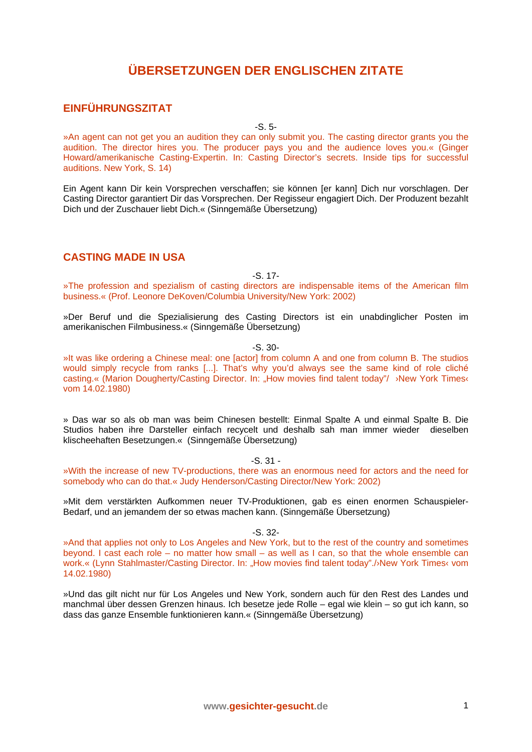# ÜBERSETZUNGEN DER ENGLISCHEN ZITATE

## EINFÜHRUNGSZITAT

-S. 5-

»An agent can not get you an audition they can only submit you. The casting director grants you the audition. The director hires you. The producer pays you and the audience loves you.« (Ginger Howard/amerikanische Casting-Expertin. In: Casting Director's secrets. Inside tips for successful auditions. New York, S. 14)

Ein Agent kann Dir kein Vorsprechen verschaffen; sie können [er kann] Dich nur vorschlagen. Der Casting Director garantiert Dir das Vorsprechen. Der Regisseur engagiert Dich. Der Produzent bezahlt Dich und der Zuschauer liebt Dich.« (Sinngemäße Übersetzung)

## CASTING MADE IN USA

-S. 17-

»The profession and spezialism of casting directors are indispensable items of the American film business.« (Prof. Leonore DeKoven/Columbia University/New York: 2002)

»Der Beruf und die Spezialisierung des Casting Directors ist ein unabdinglicher Posten im amerikanischen Filmbusiness.« (Sinngemäße Übersetzung)

-S. 30-

»It was like ordering a Chinese meal: one [actor] from column A and one from column B. The studios would simply recycle from ranks [...]. That's why you'd always see the same kind of role cliché casting.« (Marion Dougherty/Casting Director. In: „How movies find talent today"/ ›New York Times‹ vom 14.02.1980)

» Das war so als ob man was beim Chinesen bestellt: Einmal Spalte A und einmal Spalte B. Die Studios haben ihre Darsteller einfach recycelt und deshalb sah man immer wieder dieselben klischeehaften Besetzungen.« (Sinngemäße Übersetzung)

-S. 31 -

»With the increase of new TV-productions, there was an enormous need for actors and the need for somebody who can do that.« Judy Henderson/Casting Director/New York: 2002)

»Mit dem verstärkten Aufkommen neuer TV-Produktionen, gab es einen enormen Schauspieler-Bedarf, und an jemandem der so etwas machen kann. (Sinngemäße Übersetzung)

-S. 32-

»And that applies not only to Los Angeles and New York, but to the rest of the country and sometimes beyond. I cast each role – no matter how small – as well as I can, so that the whole ensemble can work.« (Lynn Stahlmaster/Casting Director. In: „How movies find talent today"./›New York Times‹ vom 14.02.1980)

»Und das gilt nicht nur für Los Angeles und New York, sondern auch für den Rest des Landes und manchmal über dessen Grenzen hinaus. Ich besetze jede Rolle – egal wie klein – so gut ich kann, so dass das ganze Ensemble funktionieren kann.« (Sinngemäße Übersetzung)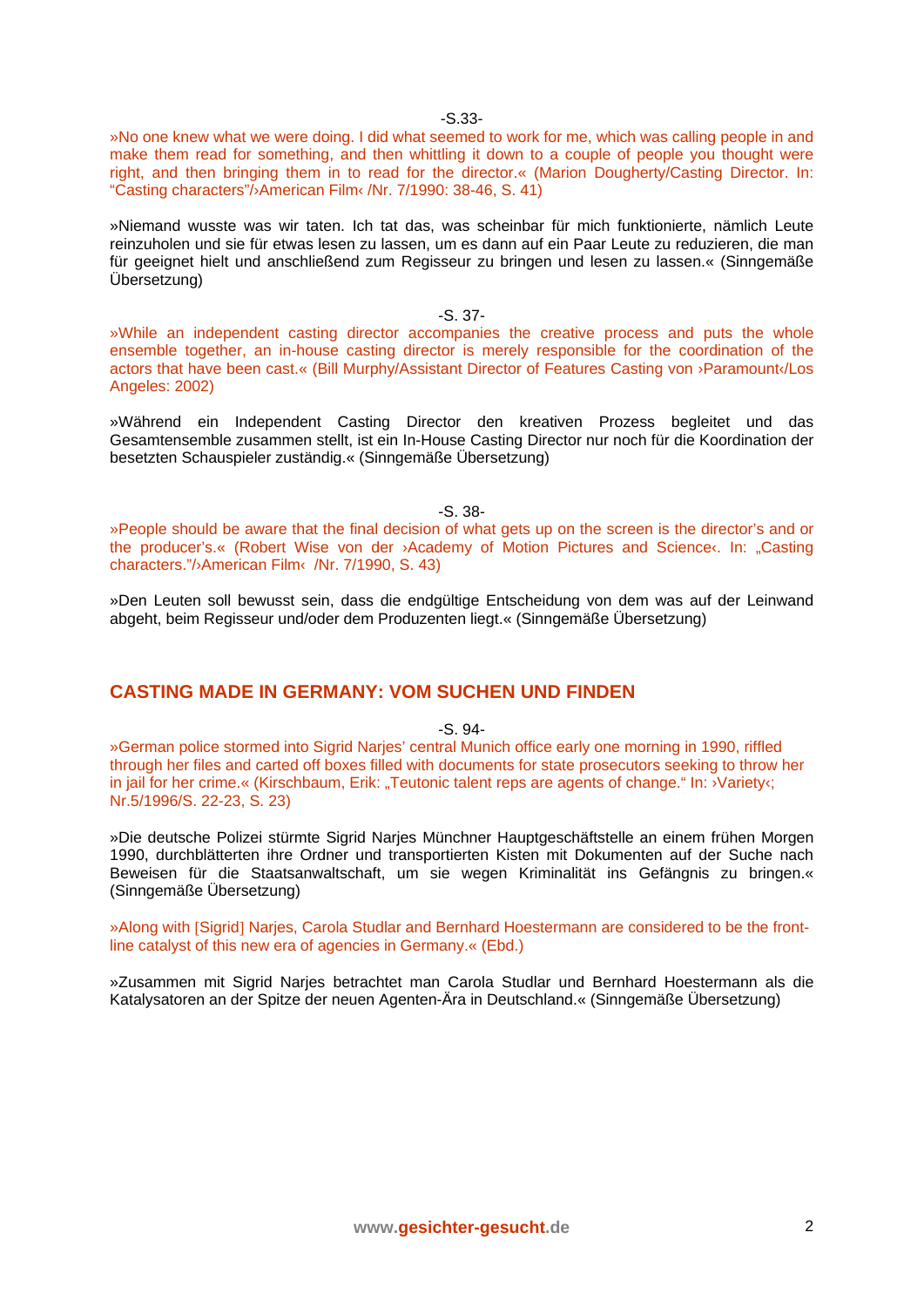-S.33-

»No one knew what we were doing. I did what seemed to work for me, which was calling people in and make them read for something, and then whittling it down to a couple of people you thought were right, and then bringing them in to read for the director.« (Marion Dougherty/Casting Director. In: "Casting characters"/›American Film‹ /Nr. 7/1990: 38-46, S. 41)

»Niemand wusste was wir taten. Ich tat das, was scheinbar für mich funktionierte, nämlich Leute reinzuholen und sie für etwas lesen zu lassen, um es dann auf ein Paar Leute zu reduzieren, die man für geeignet hielt und anschließend zum Regisseur zu bringen und lesen zu lassen.« (Sinngemäße Übersetzung)

-S. 37-

»While an independent casting director accompanies the creative process and puts the whole ensemble together, an in-house casting director is merely responsible for the coordination of the actors that have been cast.« (Bill Murphy/Assistant Director of Features Casting von ›Paramount‹/Los Angeles: 2002)

»Während ein Independent Casting Director den kreativen Prozess begleitet und das Gesamtensemble zusammen stellt, ist ein In-House Casting Director nur noch für die Koordination der besetzten Schauspieler zuständig.« (Sinngemäße Übersetzung)

-S. 38-

»People should be aware that the final decision of what gets up on the screen is the director's and or the producer's.« (Robert Wise von der ›Academy of Motion Pictures and Science‹. In: „Casting characters."/›American Film‹ /Nr. 7/1990, S. 43)

»Den Leuten soll bewusst sein, dass die endgültige Entscheidung von dem was auf der Leinwand abgeht, beim Regisseur und/oder dem Produzenten liegt.« (Sinngemäße Übersetzung)

## CASTING MADE IN GERMANY: VOM SUCHEN UND FINDEN

-S. 94-

»German police stormed into Sigrid Narjes' central Munich office early one morning in 1990, riffled through her files and carted off boxes filled with documents for state prosecutors seeking to throw her in jail for her crime.« (Kirschbaum, Erik: „Teutonic talent reps are agents of change." In: ›Variety‹; Nr.5/1996/S. 22-23, S. 23)

»Die deutsche Polizei stürmte Sigrid Narjes Münchner Hauptgeschäftstelle an einem frühen Morgen 1990, durchblätterten ihre Ordner und transportierten Kisten mit Dokumenten auf der Suche nach Beweisen für die Staatsanwaltschaft, um sie wegen Kriminalität ins Gefängnis zu bringen.« (Sinngemäße Übersetzung)

»Along with [Sigrid] Narjes, Carola Studlar and Bernhard Hoestermann are considered to be the front-line catalyst of this new era of agencies in Germany.« (Ebd.)

»Zusammen mit Sigrid Narjes betrachtet man Carola Studlar und Bernhard Hoestermann als die Katalysatoren an der Spitze der neuen Agenten-Ära in Deutschland.« (Sinngemäße Übersetzung)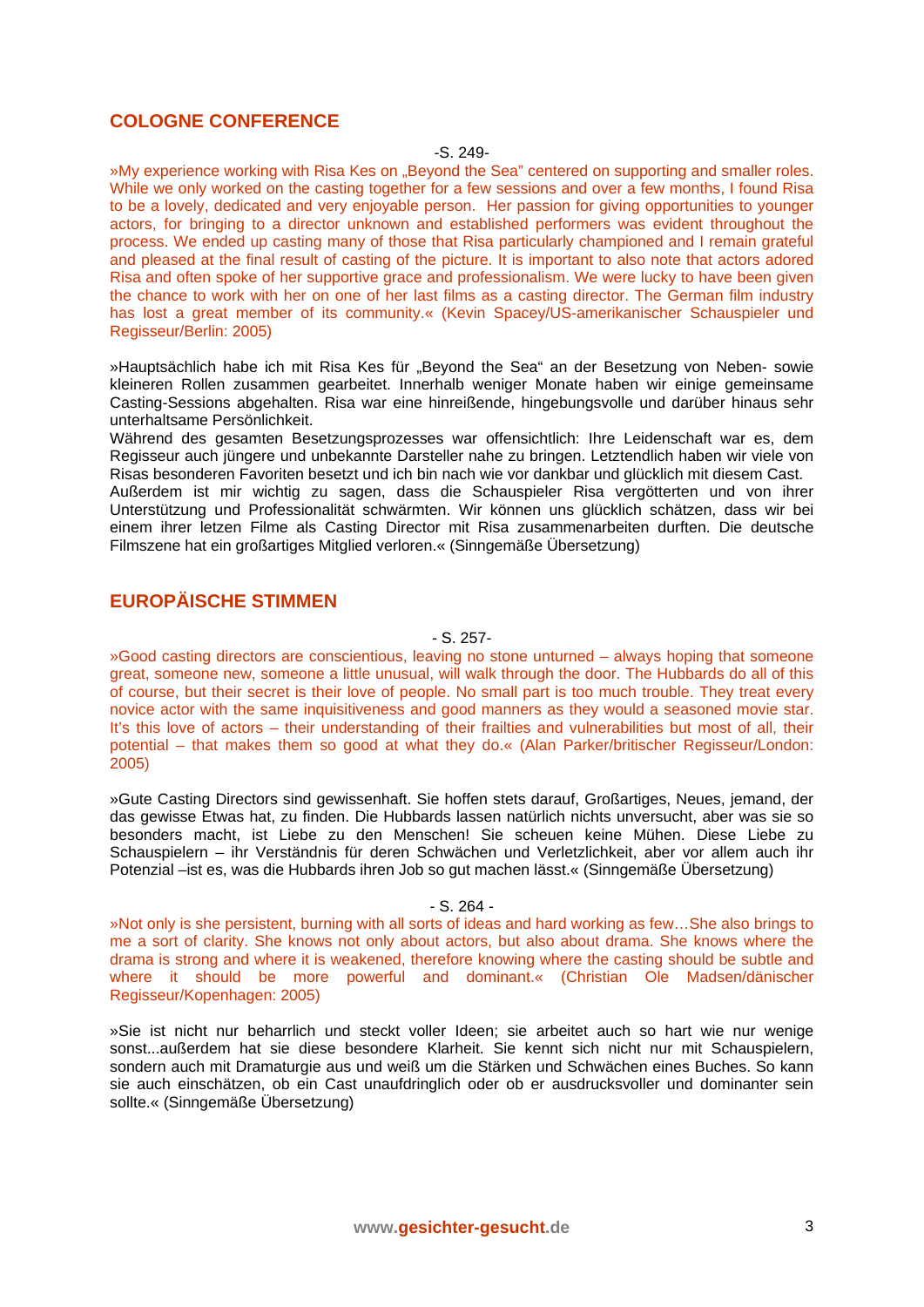## COLOGNE CONFERENCE

-S. 249-

»My experience working with Risa Kes on „Beyond the Sea" centered on supporting and smaller roles. While we only worked on the casting together for a few sessions and over a few months, I found Risa to be a lovely, dedicated and very enjoyable person. Her passion for giving opportunities to younger actors, for bringing to a director unknown and established performers was evident throughout the process. We ended up casting many of those that Risa particularly championed and I remain grateful and pleased at the final result of casting of the picture. It is important to also note that actors adored Risa and often spoke of her supportive grace and professionalism. We were lucky to have been given the chance to work with her on one of her last films as a casting director. The German film industry has lost a great member of its community.« (Kevin Spacey/US-amerikanischer Schauspieler und Regisseur/Berlin: 2005)

»Hauptsächlich habe ich mit Risa Kes für „Beyond the Sea" an der Besetzung von Neben- sowie kleineren Rollen zusammen gearbeitet. Innerhalb weniger Monate haben wir einige gemeinsame Casting-Sessions abgehalten. Risa war eine hinreißende, hingebungsvolle und darüber hinaus sehr unterhaltsame Persönlichkeit.
Während des gesamten Besetzungsprozesses war offensichtlich: Ihre Leidenschaft war es, dem Regisseur auch jüngere und unbekannte Darsteller nahe zu bringen. Letztendlich haben wir viele von Risas besonderen Favoriten besetzt und ich bin nach wie vor dankbar und glücklich mit diesem Cast.
Außerdem ist mir wichtig zu sagen, dass die Schauspieler Risa vergötterten und von ihrer Unterstützung und Professionalität schwärmten. Wir können uns glücklich schätzen, dass wir bei einem ihrer letzen Filme als Casting Director mit Risa zusammenarbeiten durften. Die deutsche Filmszene hat ein großartiges Mitglied verloren.« (Sinngemäße Übersetzung)

## EUROPÄISCHE STIMMEN

- S. 257-

»Good casting directors are conscientious, leaving no stone unturned – always hoping that someone great, someone new, someone a little unusual, will walk through the door. The Hubbards do all of this of course, but their secret is their love of people. No small part is too much trouble. They treat every novice actor with the same inquisitiveness and good manners as they would a seasoned movie star. It's this love of actors – their understanding of their frailties and vulnerabilities but most of all, their potential – that makes them so good at what they do.« (Alan Parker/britischer Regisseur/London: 2005)

»Gute Casting Directors sind gewissenhaft. Sie hoffen stets darauf, Großartiges, Neues, jemand, der das gewisse Etwas hat, zu finden. Die Hubbards lassen natürlich nichts unversucht, aber was sie so besonders macht, ist Liebe zu den Menschen! Sie scheuen keine Mühen. Diese Liebe zu Schauspielern – ihr Verständnis für deren Schwächen und Verletzlichkeit, aber vor allem auch ihr Potenzial –ist es, was die Hubbards ihren Job so gut machen lässt.« (Sinngemäße Übersetzung)

- S. 264 -

»Not only is she persistent, burning with all sorts of ideas and hard working as few…She also brings to me a sort of clarity. She knows not only about actors, but also about drama. She knows where the drama is strong and where it is weakened, therefore knowing where the casting should be subtle and where it should be more powerful and dominant.« (Christian Ole Madsen/dänischer Regisseur/Kopenhagen: 2005)

»Sie ist nicht nur beharrlich und steckt voller Ideen; sie arbeitet auch so hart wie nur wenige sonst...außerdem hat sie diese besondere Klarheit. Sie kennt sich nicht nur mit Schauspielern, sondern auch mit Dramaturgie aus und weiß um die Stärken und Schwächen eines Buches. So kann sie auch einschätzen, ob ein Cast unaufdringlich oder ob er ausdrucksvoller und dominanter sein sollte.« (Sinngemäße Übersetzung)